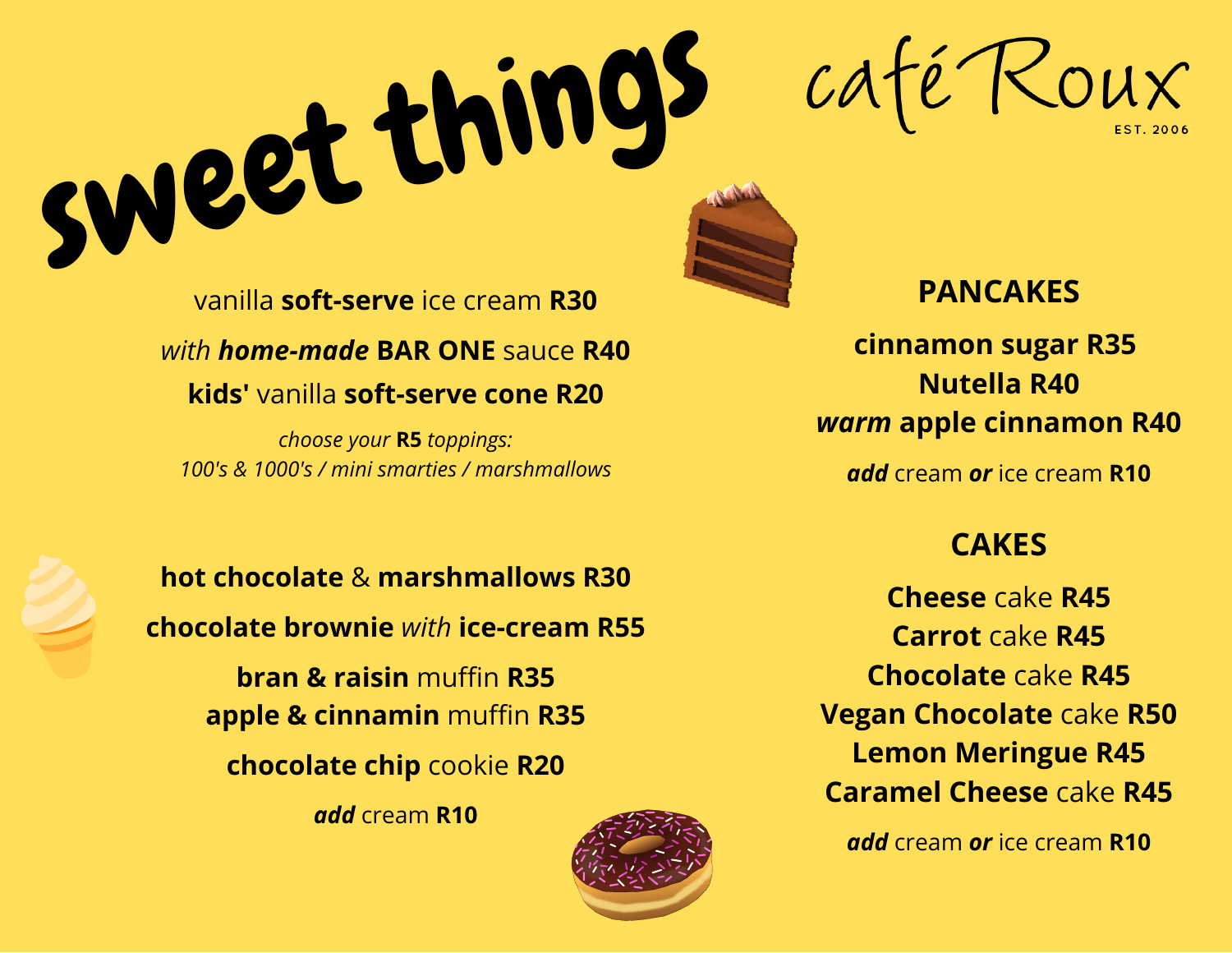# sweet things

## café Roux

EST. 2006

vanilla **soft-serve** ice cream **R30**

*with **home-made*** **BAR ONE** sauce **R40**

**kids'** vanilla **soft-serve cone R20**

*choose your* **R5** *toppings:*
*100's & 1000's / mini smarties / marshmallows*

**hot chocolate** & **marshmallows R30**

**chocolate brownie** *with* **ice-cream R55**

**bran & raisin** muffin **R35**
**apple & cinnamin** muffin **R35**

**chocolate chip** cookie **R20**

***add*** cream **R10**

## PANCAKES

**cinnamon sugar R35**
**Nutella R40**
***warm*** **apple cinnamon R40**

***add*** cream ***or*** ice cream **R10**

## CAKES

**Cheese** cake **R45**
**Carrot** cake **R45**
**Chocolate** cake **R45**
**Vegan Chocolate** cake **R50**
**Lemon Meringue R45**
**Caramel Cheese** cake **R45**

***add*** cream ***or*** ice cream **R10**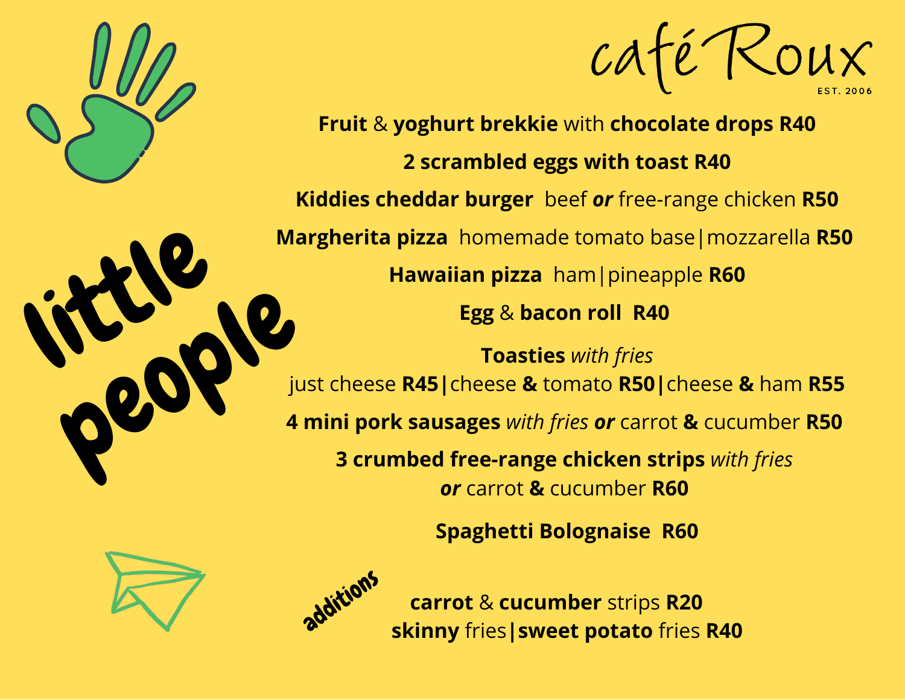# café Roux

EST. 2006

## little people

**Fruit** & **yoghurt brekkie** with **chocolate drops R40**

**2 scrambled eggs with toast R40**

**Kiddies cheddar burger** beef ***or*** free-range chicken **R50**

**Margherita pizza** homemade tomato base|mozzarella **R50**

**Hawaiian pizza** ham|pineapple **R60**

**Egg** & **bacon roll R40**

**Toasties** *with fries*
just cheese **R45|**cheese **&** tomato **R50|**cheese **&** ham **R55**

**4 mini pork sausages** *with fries* ***or*** carrot **&** cucumber **R50**

**3 crumbed free-range chicken strips** *with fries*
***or*** carrot **&** cucumber **R60**

**Spaghetti Bolognaise R60**

### additions

**carrot** & **cucumber** strips **R20**
**skinny** fries**|sweet potato** fries **R40**